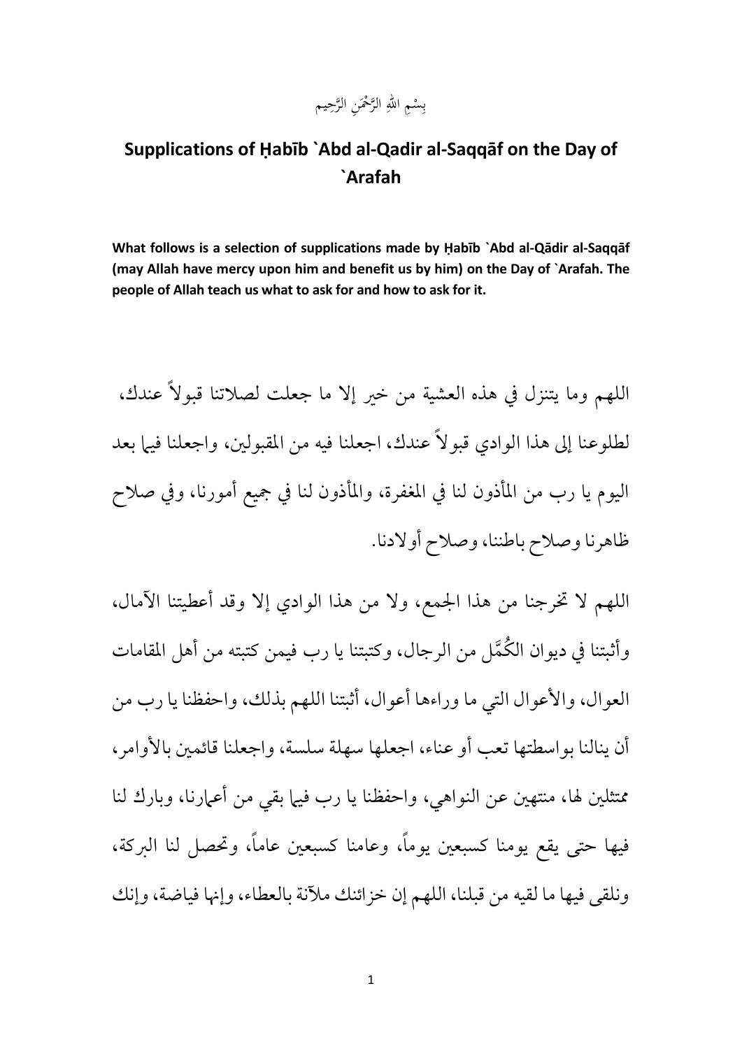بِسْمِ اللهِ الرَّحْمَنِ الرَّحِيم

# Supplications of Ḥabīb `Abd al-Qadir al-Saqqāf on the Day of `Arafah

**What follows is a selection of supplications made by Ḥabīb `Abd al-Qādir al-Saqqāf (may Allah have mercy upon him and benefit us by him) on the Day of `Arafah. The people of Allah teach us what to ask for and how to ask for it.**

اللهم وما يتنزل في هذه العشية من خيرٍ إلا ما جعلت لصلاتنا قبولاً عندك، لطلوعنا إلى هذا الوادي قبولاً عندك، اجعلنا فيه من المقبولين، واجعلنا فيما بعد اليوم يا رب من المأذون لنا في المغفرة، والمأذون لنا في جميع أمورنا، وفي صلاح ظاهرنا وصلاح باطننا، وصلاح أولادنا.

اللهم لا تخرجنا من هذا الجمع، ولا من هذا الوادي إلا وقد أعطيتنا الآمال، وأثبتنا في ديوان الكُمَّل من الرجال، وكتبتنا يا رب فيمن كتبته من أهل المقامات العوال، والأعوال التي ما وراءها أعوال، أثبتنا اللهم بذلك، واحفظنا يا رب من أن ينالنا بواسطتها تعب أو عناء، اجعلها سهلة سلسة، واجعلنا قائمين بالأوامر، ممتثلين لها، منتهين عن النواهي، واحفظنا يا رب فيما بقي من أعمارنا، وبارك لنا فيها حتى يقع يومنا كسبعين يوماً، وعامنا كسبعين عاماً، وتحصل لنا البركة، ونلقى فيها ما لقيه من قبلنا، اللهم إن خزائنك ملآنة بالعطاء، وإنها فياضة، وإنك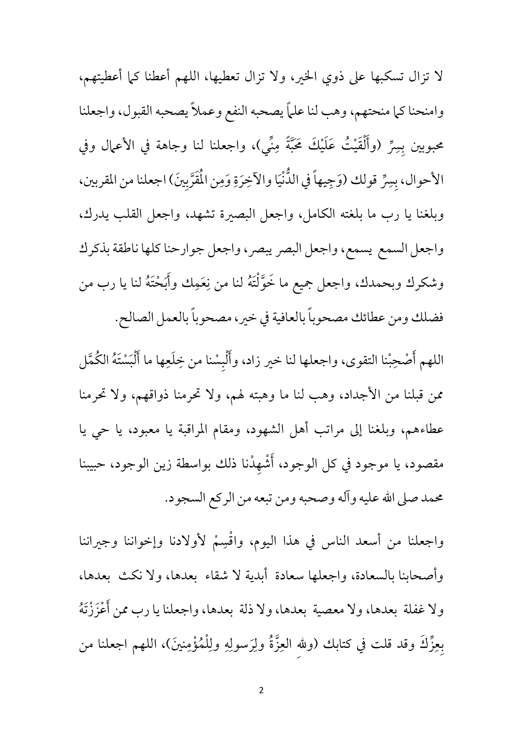لا تزال تسكبها على ذوي الخير، ولا تزال تعطيها، اللهم أعطنا كما أعطيتهم، وامنحنا كما منحتهم، وهب لنا علماً يصحبه النفع وعملاً يصحبه القبول، واجعلنا محبوبين بِسِرِّ (وأَلْقَيْتُ عَلَيْكَ محبَّةً مِنِّي)، واجعلنا لنا وجاهة في الأعمال وفي الأحوال، بِسِرِّ قولك (وَجِيهاً في الدُّنْيَا والآخِرَةِ وَمِن الْمُقَرَّبِينَ) اجعلنا من المقربين، وبلغنا يا رب ما بلغته الكامل، واجعل البصيرة تشهد، واجعل القلب يدرك، واجعل السمع يسمع، واجعل البصر يبصر، واجعل جوارحنا كلها ناطقة بذكرك وشكرك وبحمدك، واجعل جميع ما خَوَّلْتَهُ لنا من نِعَمِك وأَبَحْتَهُ لنا يا رب من فضلك ومن عطائك مصحوباً بالعافية في خير، مصحوباً بالعمل الصالح.

اللهم أَصْحِبْنا التقوى، واجعلها لنا خير زاد، وأَلْبِسْنا من خِلَعِها ما أَلْبَسْتَهُ الكُمَّل ممن قبلنا من الأجداد، وهب لنا ما وهبته لهم، ولا تحرمنا ذواقهم، ولا تحرمنا عطاءهم، وبلغنا إلى مراتب أهل الشهود، ومقام المراقبة يا معبود، يا حي يا مقصود، يا موجود في كل الوجود، أَشْهِدْنا ذلك بواسطة زين الوجود، حبيبنا محمد صلى الله عليه وآله وصحبه ومن تبعه من الركع السجود.

واجعلنا من أسعد الناس في هذا اليوم، واقْسِمْ لأولادنا وإخواننا وجيراننا وأصحابنا بالسعادة، واجعلها سعادة أبدية لا شقاء بعدها، ولا نكث بعدها، ولا غفلة بعدها، ولا معصية بعدها، ولا ذلة بعدها، واجعلنا يا رب ممن أَعْزَزْتَهُ بِعِزِّكَ وقد قلت في كتابك (ولله العِزَّةُ ولِرَسولِهِ ولِلْمُؤْمِنِينَ)، اللهم اجعلنا من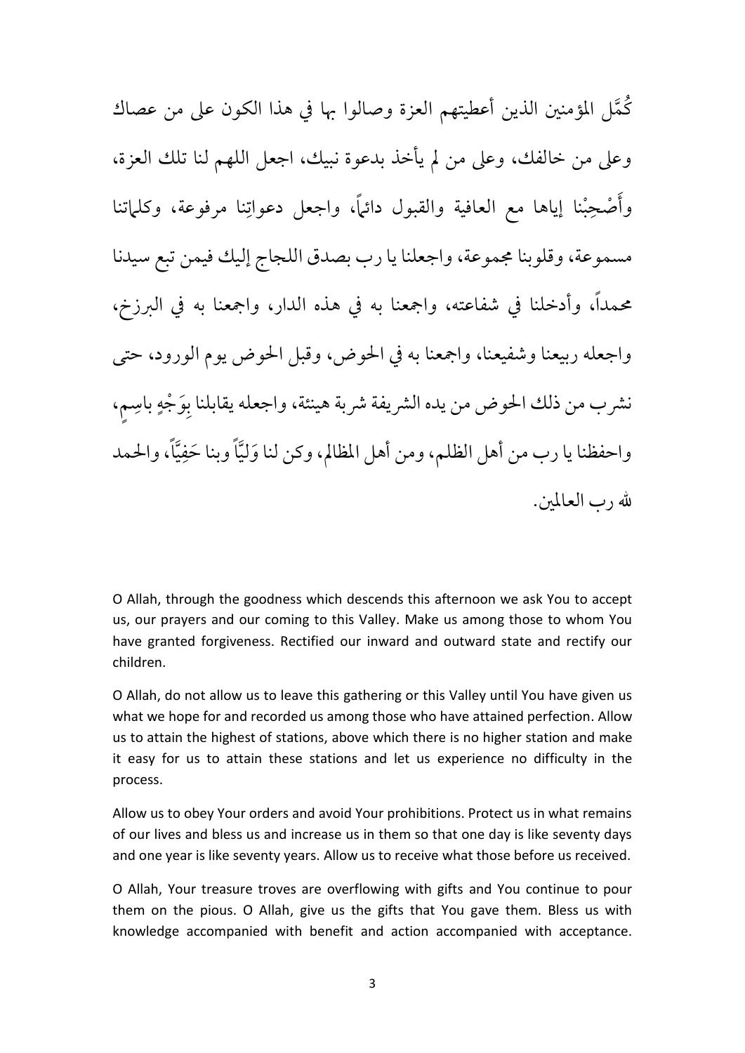كُمَّل المؤمنين الذين أعطيتهم العزة وصالوا بها في هذا الكون على من عصاك وعلى من خالفك، وعلى من لم يأخذ بدعوة نبيك، اجعل اللهم لنا تلك العزة، وأَصْحِبْنا إياها مع العافية والقبول دائماً، واجعل دعواتِنا مرفوعة، وكلماتنا مسموعة، وقلوبنا مجموعة، واجعلنا يا رب بصدق اللجاج إليك فيمن تبع سيدنا محمداً، وأدخلنا في شفاعته، واجمعنا به في هذه الدار، واجمعنا به في البرزخ، واجعله ربيعنا وشفيعنا، واجمعنا به في الحوض، وقبل الحوض يوم الورود، حتى نشرب من ذلك الحوض من يده الشريفة شربة هينئة، واجعله يقابلنا بِوَجْهٍ باسِمٍ، واحفظنا يا رب من أهل الظلم، ومن أهل المظالم، وكن لنا وَلِيّاً وبنا حَفِيّاً، والحمد لله رب العالمين.

O Allah, through the goodness which descends this afternoon we ask You to accept us, our prayers and our coming to this Valley. Make us among those to whom You have granted forgiveness. Rectified our inward and outward state and rectify our children.

O Allah, do not allow us to leave this gathering or this Valley until You have given us what we hope for and recorded us among those who have attained perfection. Allow us to attain the highest of stations, above which there is no higher station and make it easy for us to attain these stations and let us experience no difficulty in the process.

Allow us to obey Your orders and avoid Your prohibitions. Protect us in what remains of our lives and bless us and increase us in them so that one day is like seventy days and one year is like seventy years. Allow us to receive what those before us received.

O Allah, Your treasure troves are overflowing with gifts and You continue to pour them on the pious. O Allah, give us the gifts that You gave them. Bless us with knowledge accompanied with benefit and action accompanied with acceptance.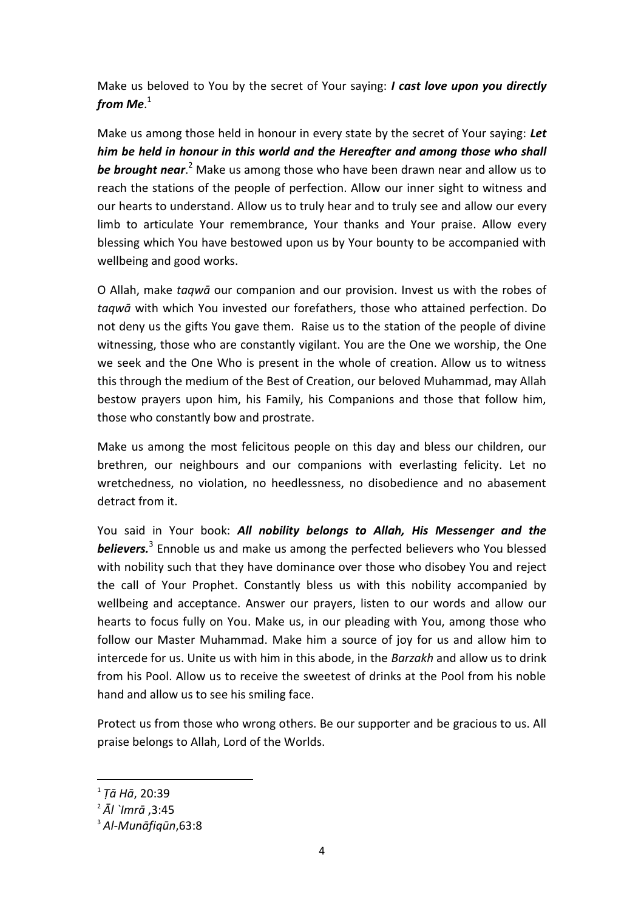Make us beloved to You by the secret of Your saying: ***I cast love upon you directly from Me***.[1]

Make us among those held in honour in every state by the secret of Your saying: ***Let him be held in honour in this world and the Hereafter and among those who shall be brought near***.[2] Make us among those who have been drawn near and allow us to reach the stations of the people of perfection. Allow our inner sight to witness and our hearts to understand. Allow us to truly hear and to truly see and allow our every limb to articulate Your remembrance, Your thanks and Your praise. Allow every blessing which You have bestowed upon us by Your bounty to be accompanied with wellbeing and good works.

O Allah, make *taqwā* our companion and our provision. Invest us with the robes of *taqwā* with which You invested our forefathers, those who attained perfection. Do not deny us the gifts You gave them. Raise us to the station of the people of divine witnessing, those who are constantly vigilant. You are the One we worship, the One we seek and the One Who is present in the whole of creation. Allow us to witness this through the medium of the Best of Creation, our beloved Muhammad, may Allah bestow prayers upon him, his Family, his Companions and those that follow him, those who constantly bow and prostrate.

Make us among the most felicitous people on this day and bless our children, our brethren, our neighbours and our companions with everlasting felicity. Let no wretchedness, no violation, no heedlessness, no disobedience and no abasement detract from it.

You said in Your book: ***All nobility belongs to Allah, His Messenger and the believers.***[3] Ennoble us and make us among the perfected believers who You blessed with nobility such that they have dominance over those who disobey You and reject the call of Your Prophet. Constantly bless us with this nobility accompanied by wellbeing and acceptance. Answer our prayers, listen to our words and allow our hearts to focus fully on You. Make us, in our pleading with You, among those who follow our Master Muhammad. Make him a source of joy for us and allow him to intercede for us. Unite us with him in this abode, in the *Barzakh* and allow us to drink from his Pool. Allow us to receive the sweetest of drinks at the Pool from his noble hand and allow us to see his smiling face.

Protect us from those who wrong others. Be our supporter and be gracious to us. All praise belongs to Allah, Lord of the Worlds.

---

[1] *Ṭā Hā*, 20:39

[2] *Āl `Imrā* ,3:45

[3] *Al-Munāfiqūn*,63:8